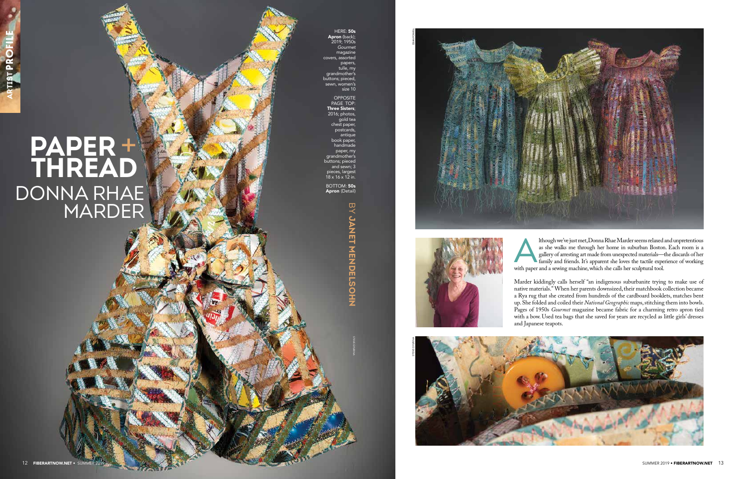# PAPER + THREAD

## DONNA RHAE MARDER

BY JANET MENDELSOHN

HERE: **50s Apron** (back); 2019; 1950s *Gourmet* magazine covers, assorted papers, tulle, my grandmother's buttons; pieced, sewn, women's size 10

OPPOSITE PAGE TOP: **Three Sisters**; 2016; photos, gold tea chest paper, postcards, antique book paper, handmade paper, my grandmother's buttons; pieced and sewn; 3 pieces, largest 18 x 16 x 12 in.

BOTTOM: **50s Apron** (Detail)

Although we've just met, Donna Rhae Marder seems relaxed and unpretentious as she walks me through her home in suburban Boston. Each room is a gallery of arresting art made from unexpected materials—the discards of her family and friends. It's apparent she loves the tactile experience of working with paper and a sewing machine, which she calls her sculptural tool.

Marder kiddingly calls herself "an indigenous suburbanite trying to make use of native materials." When her parents downsized, their matchbook collection became a Rya rug that she created from hundreds of the cardboard booklets, matches bent up. She folded and coiled their *National Geographic* maps, stitching them into bowls. Pages of 1950s *Gourmet* magazine became fabric for a charming retro apron tied with a bow. Used tea bags that she saved for years are recycled as little girls' dresses and Japanese teapots.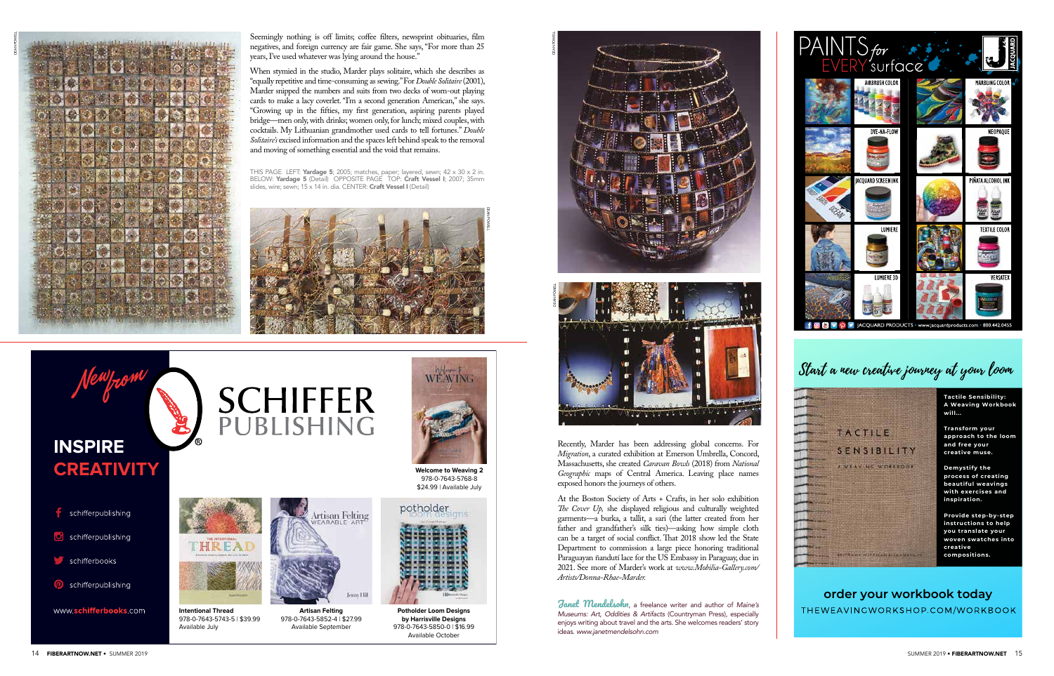Seemingly nothing is off limits; coffee filters, newsprint obituaries, film negatives, and foreign currency are fair game. She says, "For more than 25 years, I've used whatever was lying around the house."

When stymied in the studio, Marder plays solitaire, which she describes as "equally repetitive and time-consuming as sewing." For *Double Solitaire* (2001), Marder snipped the numbers and suits from two decks of worn-out playing cards to make a lacy coverlet. "I'm a second generation American," she says. "Growing up in the fifties, my first generation, aspiring parents played bridge—men only, with drinks; women only, for lunch; mixed couples, with cocktails. My Lithuanian grandmother used cards to tell fortunes." *Double Solitaire's* excised information and the spaces left behind speak to the removal and moving of something essential and the void that remains.

THIS PAGE LEFT: **Yardage 5**; 2005; matches, paper; layered, sewn; 42 x 30 x 2 in. BELOW: **Yardage 5** (Detail) OPPOSITE PAGE TOP: **Craft Vessel I**; 2007; 35mm slides, wire; sewn; 15 x 14 in. dia. CENTER: **Craft Vessel I** (Detail)

Recently, Marder has been addressing global concerns. For *Migration*, a curated exhibition at Emerson Umbrella, Concord, Massachusetts, she created *Caravan Bowls* (2018) from *National Geographic* maps of Central America. Leaving place names exposed honors the journeys of others.

At the Boston Society of Arts + Crafts, in her solo exhibition *The Cover Up*, she displayed religious and culturally weighted garments—a burka, a tallit, a sari (the latter created from her father and grandfather's silk ties)—asking how simple cloth can be a target of social conflict. That 2018 show led the State Department to commission a large piece honoring traditional Paraguayan ñandutí lace for the US Embassy in Paraguay, due in 2021. See more of Marder's work at *www.Mobilia-Gallery.com/Artists/Donna-Rhae-Marder.*

*Janet Mendelsohn*, a freelance writer and author of *Maine's Museums: Art, Oddities & Artifacts* (Countryman Press), especially enjoys writing about travel and the arts. She welcomes readers' story ideas. *www.janetmendelsohn.com*